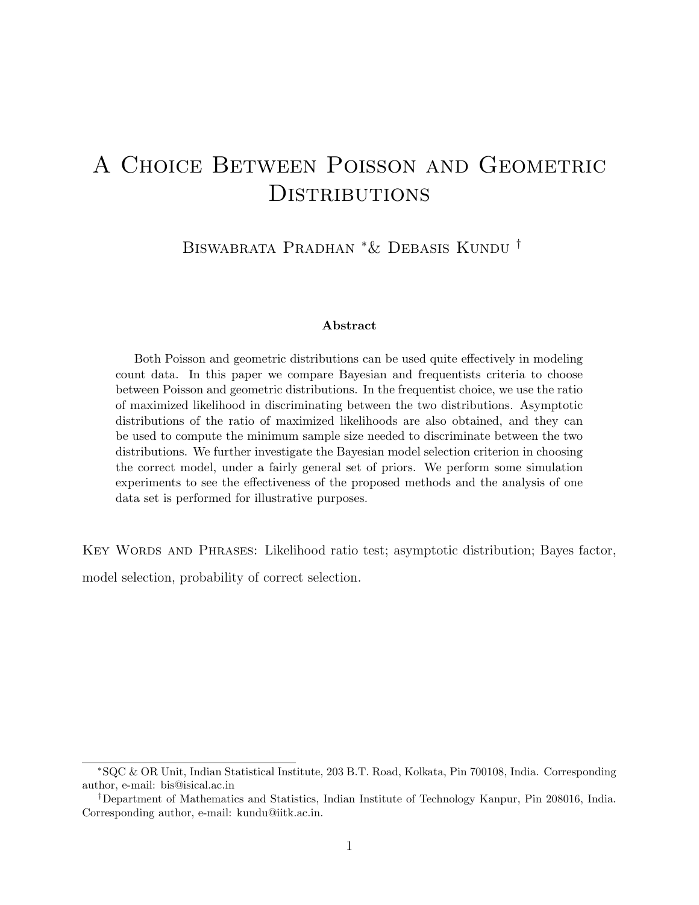# A Choice Between Poisson and Geometric Distributions

Biswabrata Pradhan [*] & Debasis Kundu [†]

### Abstract

Both Poisson and geometric distributions can be used quite effectively in modeling count data. In this paper we compare Bayesian and frequentists criteria to choose between Poisson and geometric distributions. In the frequentist choice, we use the ratio of maximized likelihood in discriminating between the two distributions. Asymptotic distributions of the ratio of maximized likelihoods are also obtained, and they can be used to compute the minimum sample size needed to discriminate between the two distributions. We further investigate the Bayesian model selection criterion in choosing the correct model, under a fairly general set of priors. We perform some simulation experiments to see the effectiveness of the proposed methods and the analysis of one data set is performed for illustrative purposes.

Key Words and Phrases: Likelihood ratio test; asymptotic distribution; Bayes factor, model selection, probability of correct selection.

---

[*] SQC & OR Unit, Indian Statistical Institute, 203 B.T. Road, Kolkata, Pin 700108, India. Corresponding author, e-mail: bis@isical.ac.in

[†] Department of Mathematics and Statistics, Indian Institute of Technology Kanpur, Pin 208016, India. Corresponding author, e-mail: kundu@iitk.ac.in.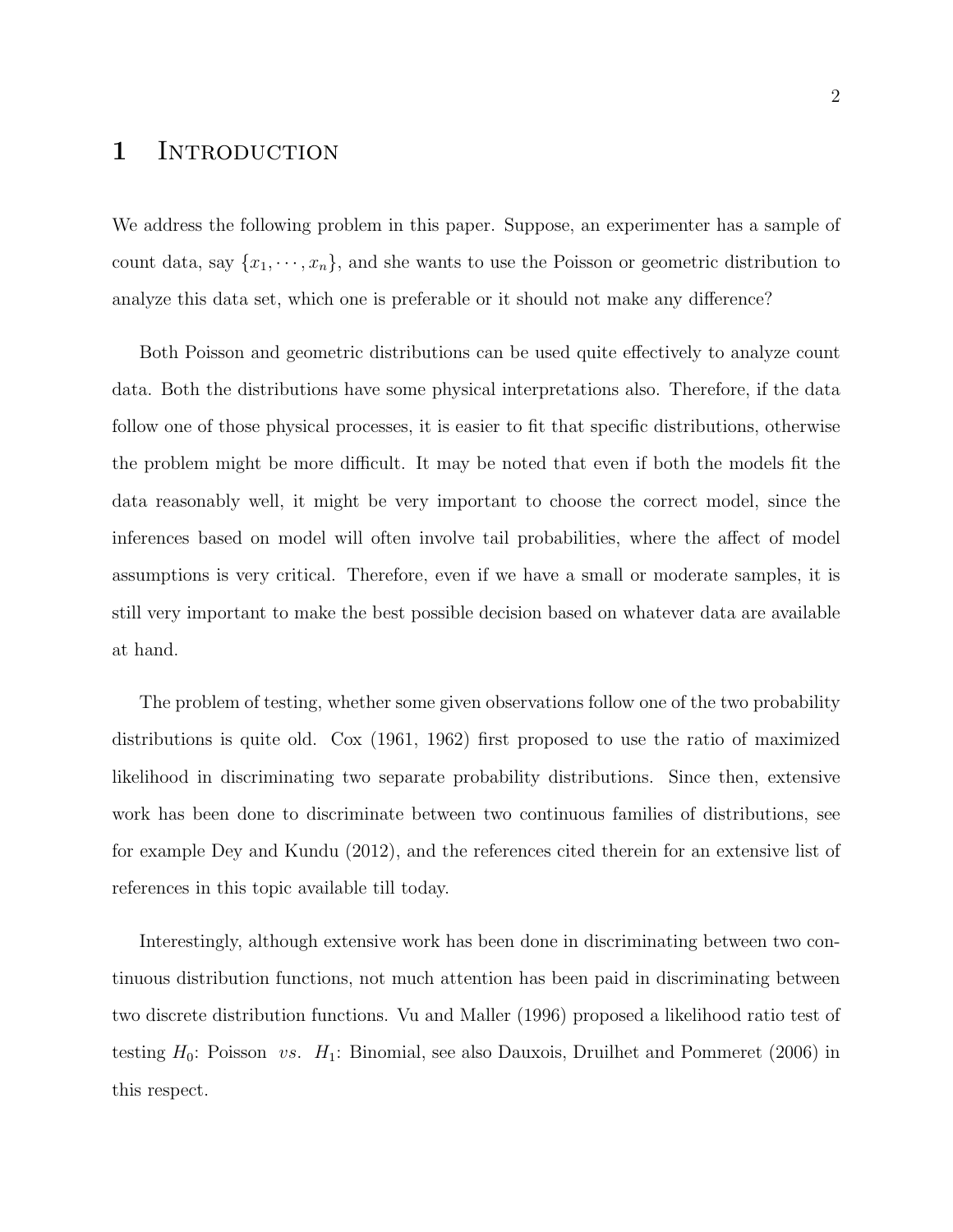# 1 Introduction

We address the following problem in this paper. Suppose, an experimenter has a sample of count data, say $\{x_1, \cdots, x_n\}$, and she wants to use the Poisson or geometric distribution to analyze this data set, which one is preferable or it should not make any difference?

Both Poisson and geometric distributions can be used quite effectively to analyze count data. Both the distributions have some physical interpretations also. Therefore, if the data follow one of those physical processes, it is easier to fit that specific distributions, otherwise the problem might be more difficult. It may be noted that even if both the models fit the data reasonably well, it might be very important to choose the correct model, since the inferences based on model will often involve tail probabilities, where the affect of model assumptions is very critical. Therefore, even if we have a small or moderate samples, it is still very important to make the best possible decision based on whatever data are available at hand.

The problem of testing, whether some given observations follow one of the two probability distributions is quite old. Cox (1961, 1962) first proposed to use the ratio of maximized likelihood in discriminating two separate probability distributions. Since then, extensive work has been done to discriminate between two continuous families of distributions, see for example Dey and Kundu (2012), and the references cited therein for an extensive list of references in this topic available till today.

Interestingly, although extensive work has been done in discriminating between two continuous distribution functions, not much attention has been paid in discriminating between two discrete distribution functions. Vu and Maller (1996) proposed a likelihood ratio test of testing $H_0$: Poisson *vs.* $H_1$: Binomial, see also Dauxois, Druilhet and Pommeret (2006) in this respect.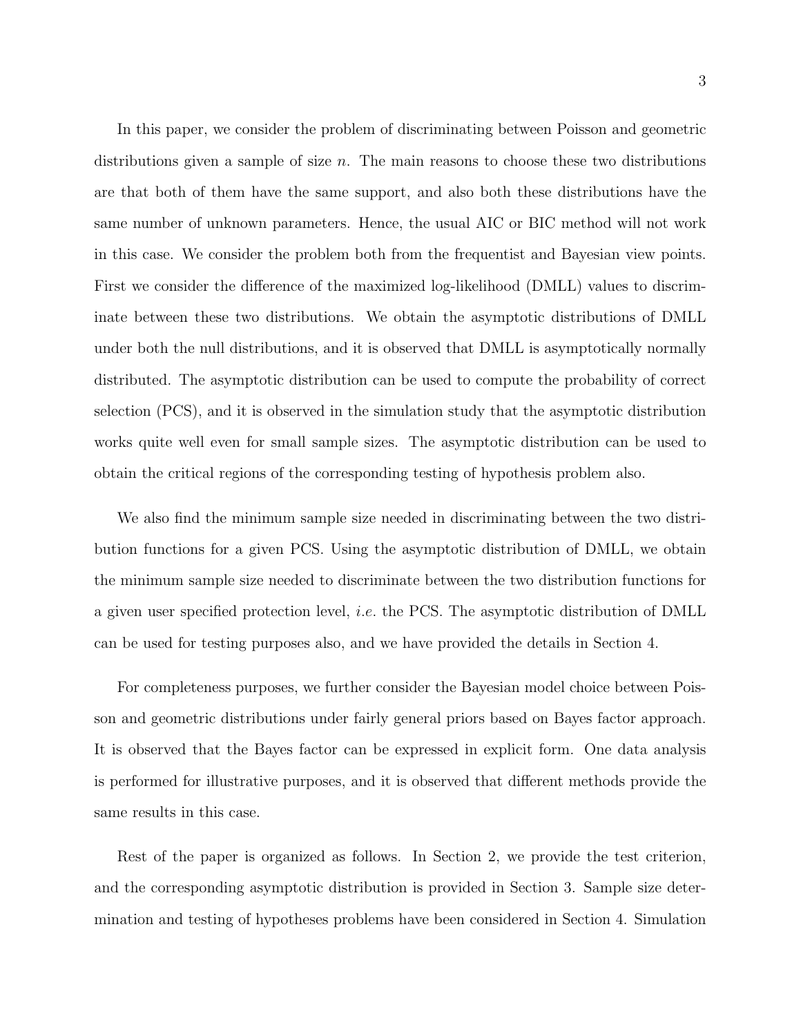In this paper, we consider the problem of discriminating between Poisson and geometric distributions given a sample of size $n$. The main reasons to choose these two distributions are that both of them have the same support, and also both these distributions have the same number of unknown parameters. Hence, the usual AIC or BIC method will not work in this case. We consider the problem both from the frequentist and Bayesian view points. First we consider the difference of the maximized log-likelihood (DMLL) values to discriminate between these two distributions. We obtain the asymptotic distributions of DMLL under both the null distributions, and it is observed that DMLL is asymptotically normally distributed. The asymptotic distribution can be used to compute the probability of correct selection (PCS), and it is observed in the simulation study that the asymptotic distribution works quite well even for small sample sizes. The asymptotic distribution can be used to obtain the critical regions of the corresponding testing of hypothesis problem also.

We also find the minimum sample size needed in discriminating between the two distribution functions for a given PCS. Using the asymptotic distribution of DMLL, we obtain the minimum sample size needed to discriminate between the two distribution functions for a given user specified protection level, *i.e.* the PCS. The asymptotic distribution of DMLL can be used for testing purposes also, and we have provided the details in Section 4.

For completeness purposes, we further consider the Bayesian model choice between Poisson and geometric distributions under fairly general priors based on Bayes factor approach. It is observed that the Bayes factor can be expressed in explicit form. One data analysis is performed for illustrative purposes, and it is observed that different methods provide the same results in this case.

Rest of the paper is organized as follows. In Section 2, we provide the test criterion, and the corresponding asymptotic distribution is provided in Section 3. Sample size determination and testing of hypotheses problems have been considered in Section 4. Simulation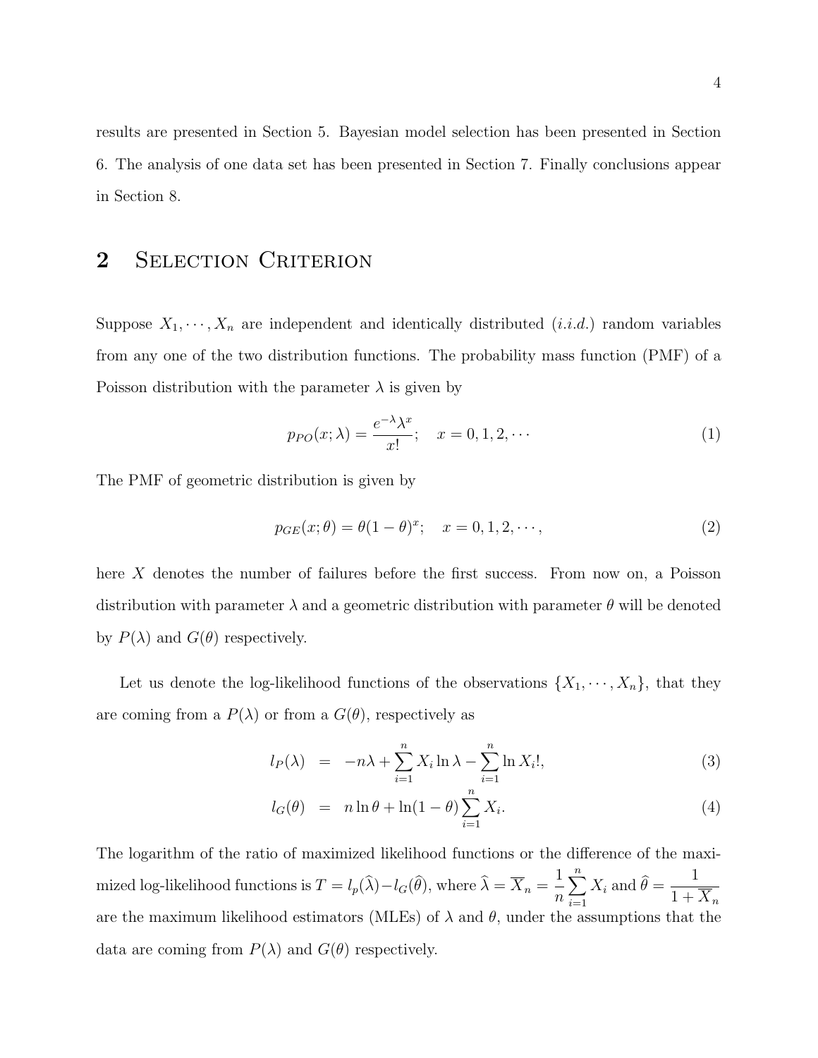results are presented in Section 5. Bayesian model selection has been presented in Section 6. The analysis of one data set has been presented in Section 7. Finally conclusions appear in Section 8.

## 2 Selection Criterion

Suppose $X_1, \cdots, X_n$ are independent and identically distributed (*i.i.d.*) random variables from any one of the two distribution functions. The probability mass function (PMF) of a Poisson distribution with the parameter $\lambda$ is given by

$$p_{PO}(x; \lambda) = \frac{e^{-\lambda}\lambda^x}{x!}; \quad x = 0, 1, 2, \cdots \tag{1}$$

The PMF of geometric distribution is given by

$$p_{GE}(x; \theta) = \theta(1-\theta)^x; \quad x = 0, 1, 2, \cdots, \tag{2}$$

here $X$ denotes the number of failures before the first success. From now on, a Poisson distribution with parameter $\lambda$ and a geometric distribution with parameter $\theta$ will be denoted by $P(\lambda)$ and $G(\theta)$ respectively.

Let us denote the log-likelihood functions of the observations $\{X_1, \cdots, X_n\}$, that they are coming from a $P(\lambda)$ or from a $G(\theta)$, respectively as

$$l_P(\lambda) = -n\lambda + \sum_{i=1}^{n} X_i \ln \lambda - \sum_{i=1}^{n} \ln X_i!, \tag{3}$$

$$l_G(\theta) = n \ln \theta + \ln(1-\theta) \sum_{i=1}^{n} X_i. \tag{4}$$

The logarithm of the ratio of maximized likelihood functions or the difference of the maximized log-likelihood functions is $T = l_p(\widehat{\lambda}) - l_G(\widehat{\theta})$, where $\widehat{\lambda} = \overline{X}_n = \frac{1}{n}\sum_{i=1}^{n} X_i$ and $\widehat{\theta} = \frac{1}{1+\overline{X}_n}$ are the maximum likelihood estimators (MLEs) of $\lambda$ and $\theta$, under the assumptions that the data are coming from $P(\lambda)$ and $G(\theta)$ respectively.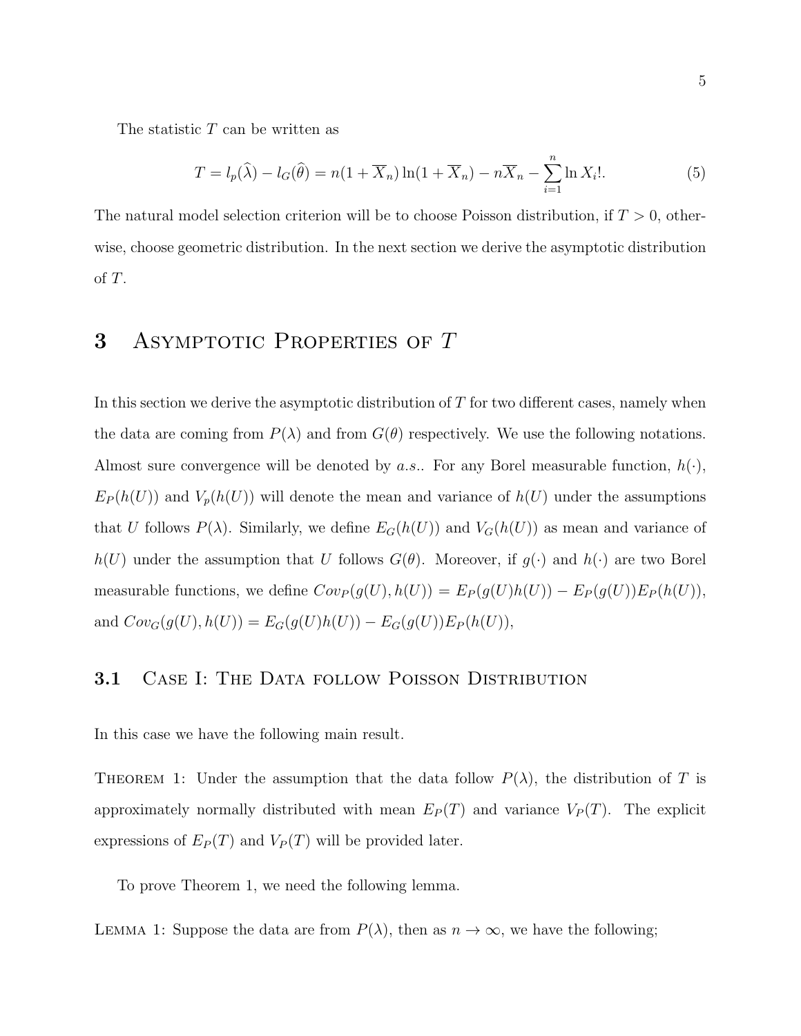The statistic $T$ can be written as

$$T = l_p(\widehat{\lambda}) - l_G(\widehat{\theta}) = n(1 + \overline{X}_n)\ln(1 + \overline{X}_n) - n\overline{X}_n - \sum_{i=1}^{n} \ln X_i!. \tag{5}$$

The natural model selection criterion will be to choose Poisson distribution, if $T > 0$, otherwise, choose geometric distribution. In the next section we derive the asymptotic distribution of $T$.

# 3 Asymptotic Properties of $T$

In this section we derive the asymptotic distribution of $T$ for two different cases, namely when the data are coming from $P(\lambda)$ and from $G(\theta)$ respectively. We use the following notations. Almost sure convergence will be denoted by $a.s.$. For any Borel measurable function, $h(\cdot)$, $E_P(h(U))$ and $V_p(h(U))$ will denote the mean and variance of $h(U)$ under the assumptions that $U$ follows $P(\lambda)$. Similarly, we define $E_G(h(U))$ and $V_G(h(U))$ as mean and variance of $h(U)$ under the assumption that $U$ follows $G(\theta)$. Moreover, if $g(\cdot)$ and $h(\cdot)$ are two Borel measurable functions, we define $Cov_P(g(U), h(U)) = E_P(g(U)h(U)) - E_P(g(U))E_P(h(U))$, and $Cov_G(g(U), h(U)) = E_G(g(U)h(U)) - E_G(g(U))E_P(h(U))$,

## 3.1 Case I: The Data follow Poisson Distribution

In this case we have the following main result.

Theorem 1: Under the assumption that the data follow $P(\lambda)$, the distribution of $T$ is approximately normally distributed with mean $E_P(T)$ and variance $V_P(T)$. The explicit expressions of $E_P(T)$ and $V_P(T)$ will be provided later.

To prove Theorem 1, we need the following lemma.

Lemma 1: Suppose the data are from $P(\lambda)$, then as $n \to \infty$, we have the following;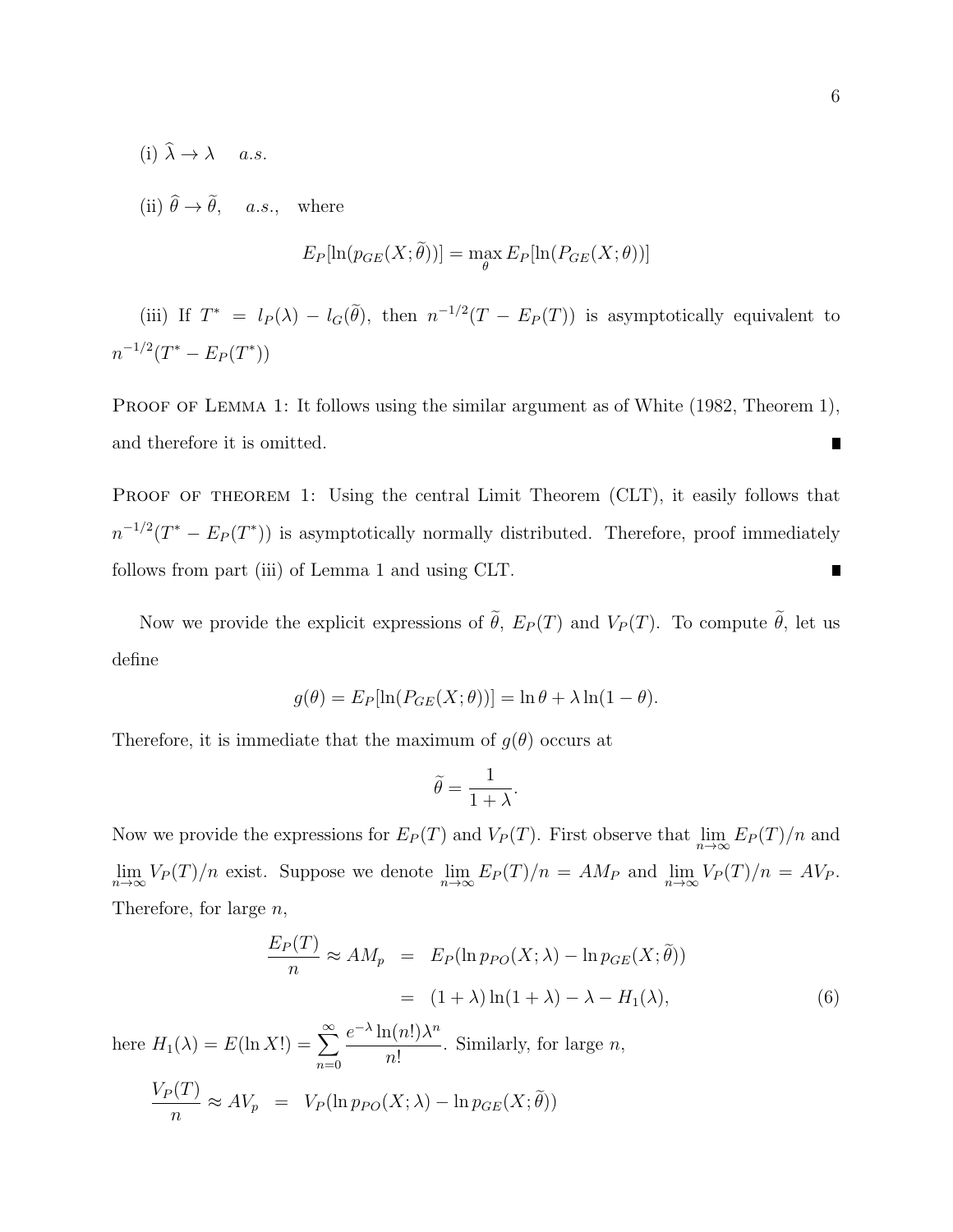(i) $\widehat{\lambda} \to \lambda \quad a.s.$

(ii) $\widehat{\theta} \to \widetilde{\theta}, \quad a.s.,$ where

$$E_P[\ln(p_{GE}(X;\widetilde{\theta}))] = \max_{\theta} E_P[\ln(P_{GE}(X;\theta))]$$

(iii) If $T^* = l_P(\lambda) - l_G(\widetilde{\theta})$, then $n^{-1/2}(T - E_P(T))$ is asymptotically equivalent to $n^{-1/2}(T^* - E_P(T^*))$

Proof of Lemma 1: It follows using the similar argument as of White (1982, Theorem 1), and therefore it is omitted. ∎

Proof of theorem 1: Using the central Limit Theorem (CLT), it easily follows that $n^{-1/2}(T^* - E_P(T^*))$ is asymptotically normally distributed. Therefore, proof immediately follows from part (iii) of Lemma 1 and using CLT. ∎

Now we provide the explicit expressions of $\widetilde{\theta}$, $E_P(T)$ and $V_P(T)$. To compute $\widetilde{\theta}$, let us define

$$g(\theta) = E_P[\ln(P_{GE}(X;\theta))] = \ln\theta + \lambda\ln(1-\theta).$$

Therefore, it is immediate that the maximum of $g(\theta)$ occurs at

$$\widetilde{\theta} = \frac{1}{1+\lambda}.$$

Now we provide the expressions for $E_P(T)$ and $V_P(T)$. First observe that $\lim_{n\to\infty} E_P(T)/n$ and $\lim_{n\to\infty} V_P(T)/n$ exist. Suppose we denote $\lim_{n\to\infty} E_P(T)/n = AM_P$ and $\lim_{n\to\infty} V_P(T)/n = AV_P$. Therefore, for large $n$,

$$\begin{aligned} \frac{E_P(T)}{n} \approx AM_p &= E_P(\ln p_{PO}(X;\lambda) - \ln p_{GE}(X;\widetilde{\theta})) \\ &= (1+\lambda)\ln(1+\lambda) - \lambda - H_1(\lambda), \end{aligned} \tag{6}$$

here $H_1(\lambda) = E(\ln X!) = \sum_{n=0}^{\infty} \frac{e^{-\lambda}\ln(n!)\lambda^n}{n!}$. Similarly, for large $n$,

$$\frac{V_P(T)}{n} \approx AV_p = V_P(\ln p_{PO}(X;\lambda) - \ln p_{GE}(X;\widetilde{\theta}))$$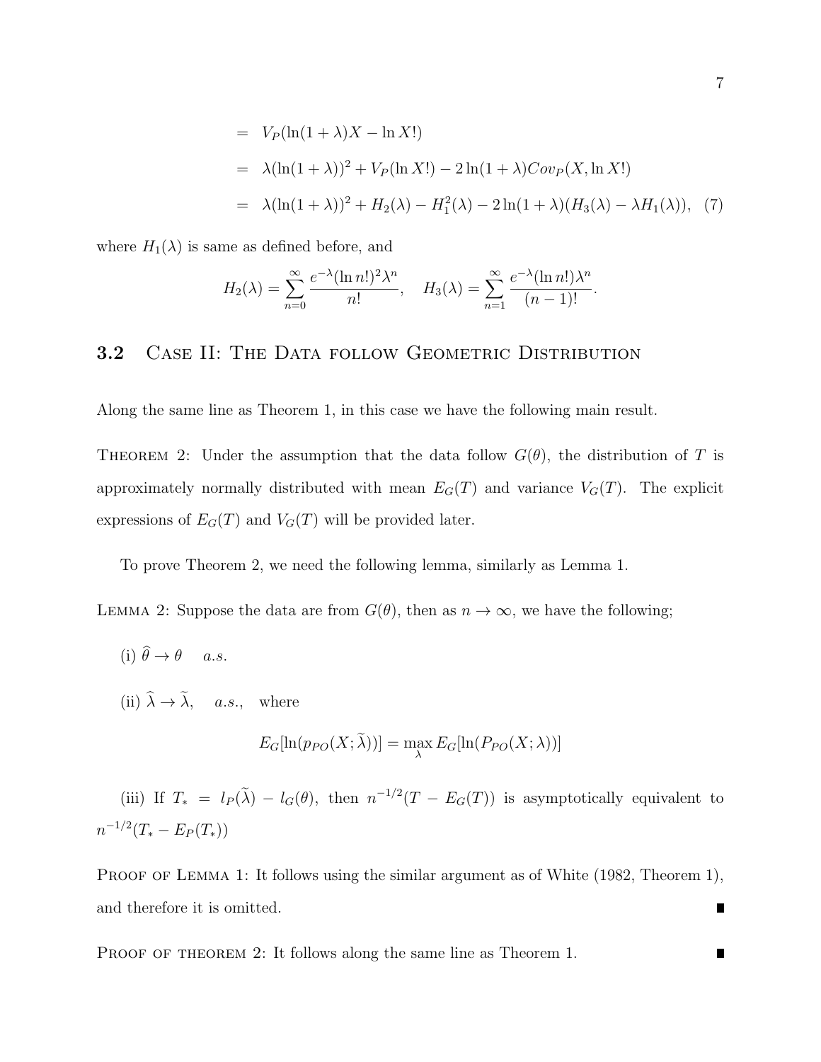$$
\begin{aligned}
&= V_P(\ln(1+\lambda)X - \ln X!) \\
&= \lambda(\ln(1+\lambda))^2 + V_P(\ln X!) - 2\ln(1+\lambda)Cov_P(X, \ln X!) \\
&= \lambda(\ln(1+\lambda))^2 + H_2(\lambda) - H_1^2(\lambda) - 2\ln(1+\lambda)(H_3(\lambda) - \lambda H_1(\lambda)), \quad (7)
\end{aligned}
$$

where $H_1(\lambda)$ is same as defined before, and

$$
H_2(\lambda) = \sum_{n=0}^{\infty} \frac{e^{-\lambda}(\ln n!)^2 \lambda^n}{n!}, \quad H_3(\lambda) = \sum_{n=1}^{\infty} \frac{e^{-\lambda}(\ln n!)\lambda^n}{(n-1)!}.
$$

## 3.2 Case II: The Data follow Geometric Distribution

Along the same line as Theorem 1, in this case we have the following main result.

Theorem 2: Under the assumption that the data follow $G(\theta)$, the distribution of $T$ is approximately normally distributed with mean $E_G(T)$ and variance $V_G(T)$. The explicit expressions of $E_G(T)$ and $V_G(T)$ will be provided later.

To prove Theorem 2, we need the following lemma, similarly as Lemma 1.

Lemma 2: Suppose the data are from $G(\theta)$, then as $n \to \infty$, we have the following;

(i) $\widehat{\theta} \to \theta \quad a.s.$

(ii) $\widehat{\lambda} \to \widetilde{\lambda}, \quad a.s.,$ where

$$
E_G[\ln(p_{PO}(X; \widetilde{\lambda}))] = \max_{\lambda} E_G[\ln(P_{PO}(X; \lambda))]
$$

(iii) If $T_* = l_P(\widetilde{\lambda}) - l_G(\theta)$, then $n^{-1/2}(T - E_G(T))$ is asymptotically equivalent to $n^{-1/2}(T_* - E_P(T_*))$

Proof of Lemma 1: It follows using the similar argument as of White (1982, Theorem 1), and therefore it is omitted. ∎

Proof of theorem 2: It follows along the same line as Theorem 1. ∎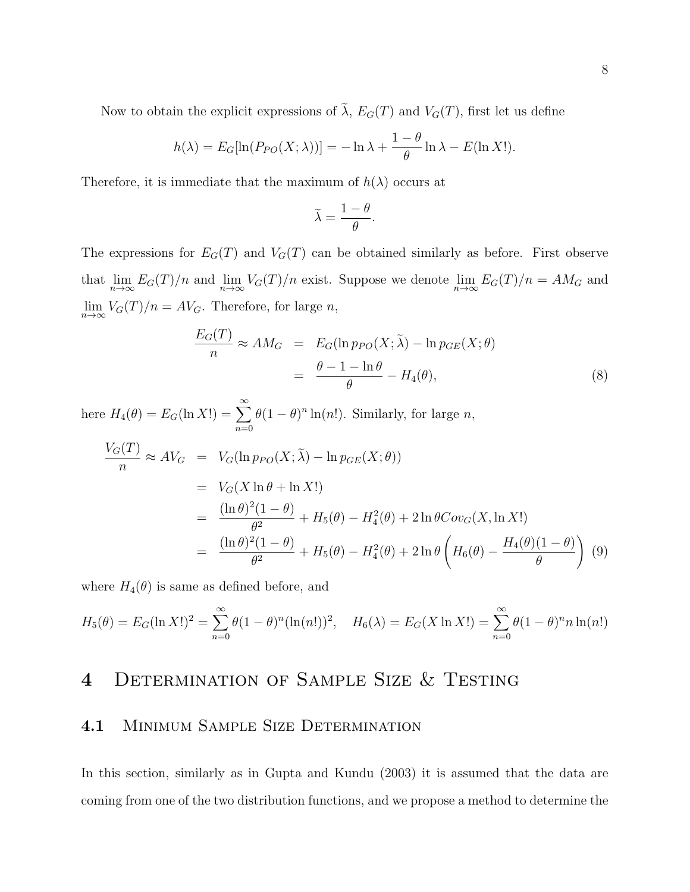Now to obtain the explicit expressions of $\widetilde{\lambda}$, $E_G(T)$ and $V_G(T)$, first let us define

$$h(\lambda) = E_G[\ln(P_{PO}(X;\lambda))] = -\ln\lambda + \frac{1-\theta}{\theta}\ln\lambda - E(\ln X!).$$

Therefore, it is immediate that the maximum of $h(\lambda)$ occurs at

$$\widetilde{\lambda} = \frac{1-\theta}{\theta}.$$

The expressions for $E_G(T)$ and $V_G(T)$ can be obtained similarly as before. First observe that $\lim_{n\to\infty} E_G(T)/n$ and $\lim_{n\to\infty} V_G(T)/n$ exist. Suppose we denote $\lim_{n\to\infty} E_G(T)/n = AM_G$ and $\lim_{n\to\infty} V_G(T)/n = AV_G$. Therefore, for large $n$,

$$\begin{aligned}
\frac{E_G(T)}{n} \approx AM_G &= E_G(\ln p_{PO}(X;\widetilde{\lambda}) - \ln p_{GE}(X;\theta) \\
&= \frac{\theta - 1 - \ln\theta}{\theta} - H_4(\theta),
\end{aligned} \tag{8}$$

here $H_4(\theta) = E_G(\ln X!) = \sum_{n=0}^{\infty}\theta(1-\theta)^n\ln(n!)$. Similarly, for large $n$,

$$\begin{aligned}
\frac{V_G(T)}{n} \approx AV_G &= V_G(\ln p_{PO}(X;\widetilde{\lambda}) - \ln p_{GE}(X;\theta)) \\
&= V_G(X\ln\theta + \ln X!) \\
&= \frac{(\ln\theta)^2(1-\theta)}{\theta^2} + H_5(\theta) - H_4^2(\theta) + 2\ln\theta Cov_G(X, \ln X!) \\
&= \frac{(\ln\theta)^2(1-\theta)}{\theta^2} + H_5(\theta) - H_4^2(\theta) + 2\ln\theta\left(H_6(\theta) - \frac{H_4(\theta)(1-\theta)}{\theta}\right)
\end{aligned} \tag{9}$$

where $H_4(\theta)$ is same as defined before, and

$$H_5(\theta) = E_G(\ln X!)^2 = \sum_{n=0}^{\infty}\theta(1-\theta)^n(\ln(n!))^2, \quad H_6(\lambda) = E_G(X\ln X!) = \sum_{n=0}^{\infty}\theta(1-\theta)^n n\ln(n!)$$

# 4 Determination of Sample Size & Testing

## 4.1 Minimum Sample Size Determination

In this section, similarly as in Gupta and Kundu (2003) it is assumed that the data are coming from one of the two distribution functions, and we propose a method to determine the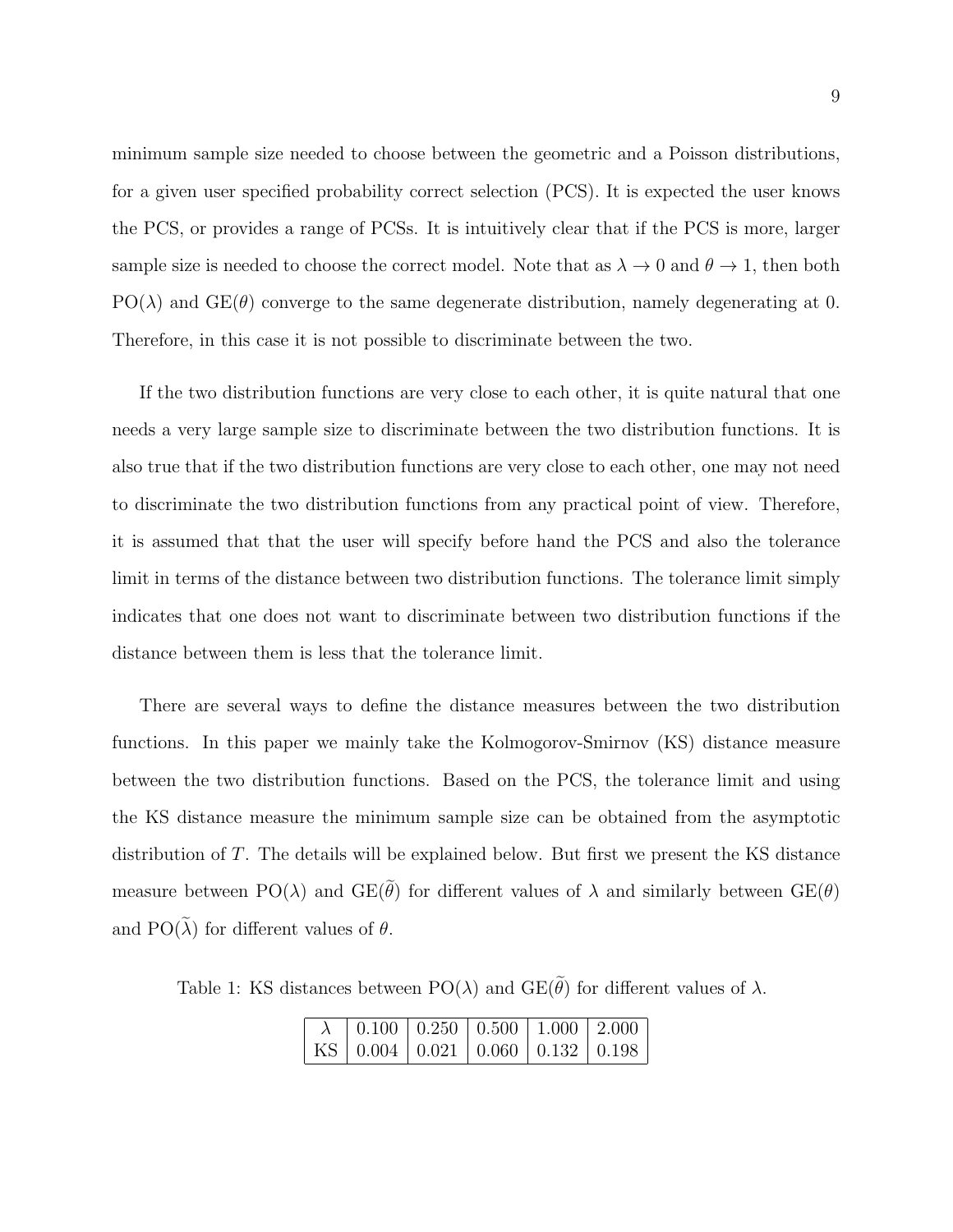minimum sample size needed to choose between the geometric and a Poisson distributions, for a given user specified probability correct selection (PCS). It is expected the user knows the PCS, or provides a range of PCSs. It is intuitively clear that if the PCS is more, larger sample size is needed to choose the correct model. Note that as $\lambda \to 0$ and $\theta \to 1$, then both PO($\lambda$) and GE($\theta$) converge to the same degenerate distribution, namely degenerating at 0. Therefore, in this case it is not possible to discriminate between the two.

If the two distribution functions are very close to each other, it is quite natural that one needs a very large sample size to discriminate between the two distribution functions. It is also true that if the two distribution functions are very close to each other, one may not need to discriminate the two distribution functions from any practical point of view. Therefore, it is assumed that that the user will specify before hand the PCS and also the tolerance limit in terms of the distance between two distribution functions. The tolerance limit simply indicates that one does not want to discriminate between two distribution functions if the distance between them is less that the tolerance limit.

There are several ways to define the distance measures between the two distribution functions. In this paper we mainly take the Kolmogorov-Smirnov (KS) distance measure between the two distribution functions. Based on the PCS, the tolerance limit and using the KS distance measure the minimum sample size can be obtained from the asymptotic distribution of $T$. The details will be explained below. But first we present the KS distance measure between PO($\lambda$) and GE($\widetilde{\theta}$) for different values of $\lambda$ and similarly between GE($\theta$) and PO($\widetilde{\lambda}$) for different values of $\theta$.

Table 1: KS distances between PO($\lambda$) and GE($\widetilde{\theta}$) for different values of $\lambda$.

| $\lambda$ | 0.100 | 0.250 | 0.500 | 1.000 | 2.000 |
|---|---|---|---|---|---|
| KS | 0.004 | 0.021 | 0.060 | 0.132 | 0.198 |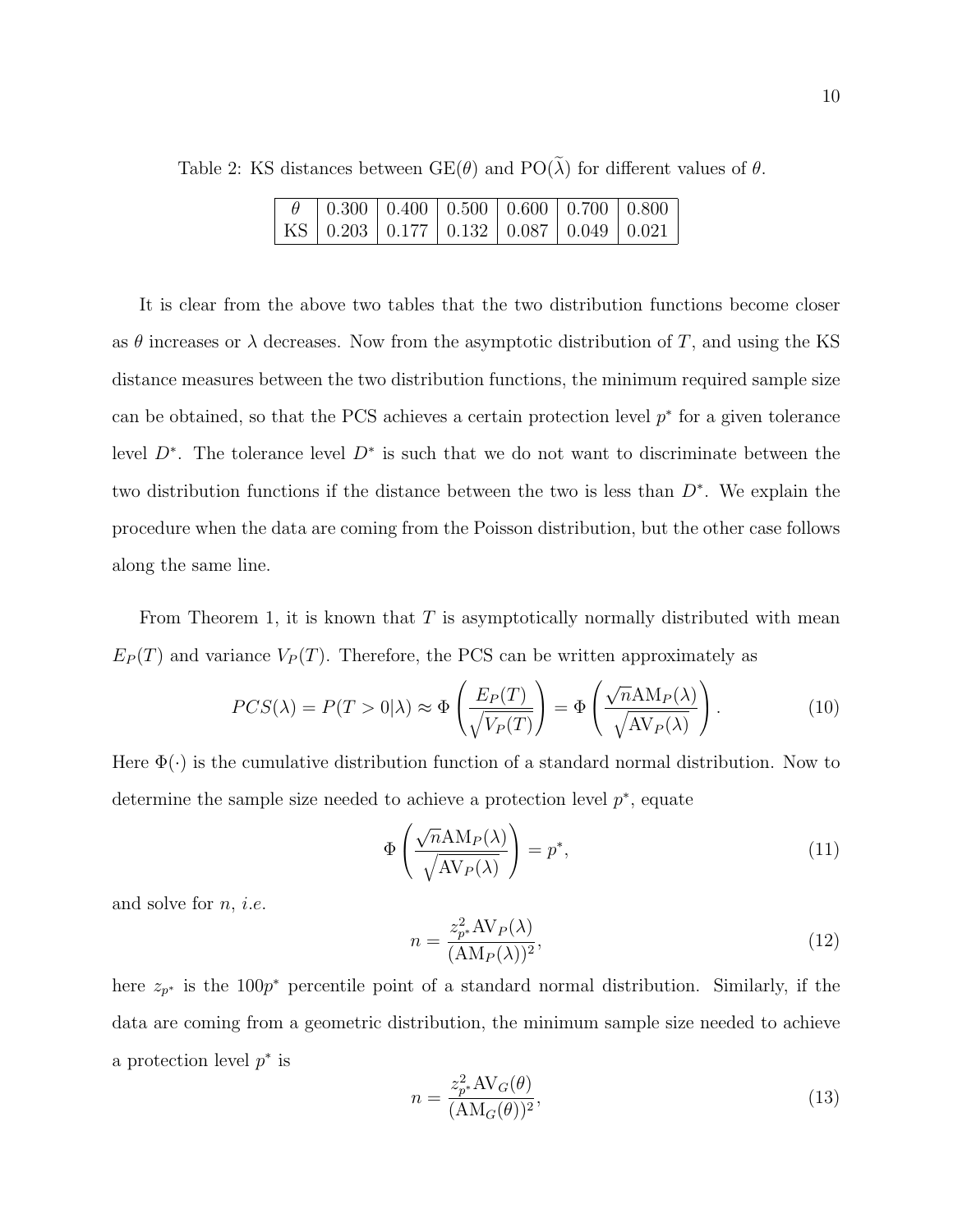Table 2: KS distances between GE($\theta$) and PO($\widetilde{\lambda}$) for different values of $\theta$.

| $\theta$ | 0.300 | 0.400 | 0.500 | 0.600 | 0.700 | 0.800 |
|---|---|---|---|---|---|---|
| KS | 0.203 | 0.177 | 0.132 | 0.087 | 0.049 | 0.021 |

It is clear from the above two tables that the two distribution functions become closer as $\theta$ increases or $\lambda$ decreases. Now from the asymptotic distribution of $T$, and using the KS distance measures between the two distribution functions, the minimum required sample size can be obtained, so that the PCS achieves a certain protection level $p^*$ for a given tolerance level $D^*$. The tolerance level $D^*$ is such that we do not want to discriminate between the two distribution functions if the distance between the two is less than $D^*$. We explain the procedure when the data are coming from the Poisson distribution, but the other case follows along the same line.

From Theorem 1, it is known that $T$ is asymptotically normally distributed with mean $E_P(T)$ and variance $V_P(T)$. Therefore, the PCS can be written approximately as

$$PCS(\lambda) = P(T > 0|\lambda) \approx \Phi\left(\frac{E_P(T)}{\sqrt{V_P(T)}}\right) = \Phi\left(\frac{\sqrt{n}\text{AM}_P(\lambda)}{\sqrt{\text{AV}_P(\lambda)}}\right). \tag{10}$$

Here $\Phi(\cdot)$ is the cumulative distribution function of a standard normal distribution. Now to determine the sample size needed to achieve a protection level $p^*$, equate

$$\Phi\left(\frac{\sqrt{n}\text{AM}_P(\lambda)}{\sqrt{\text{AV}_P(\lambda)}}\right) = p^*, \tag{11}$$

and solve for $n$, *i.e.*

$$n = \frac{z_{p^*}^2 \text{AV}_P(\lambda)}{(\text{AM}_P(\lambda))^2}, \tag{12}$$

here $z_{p^*}$ is the $100p^*$ percentile point of a standard normal distribution. Similarly, if the data are coming from a geometric distribution, the minimum sample size needed to achieve a protection level $p^*$ is

$$n = \frac{z_{p^*}^2 \text{AV}_G(\theta)}{(\text{AM}_G(\theta))^2}, \tag{13}$$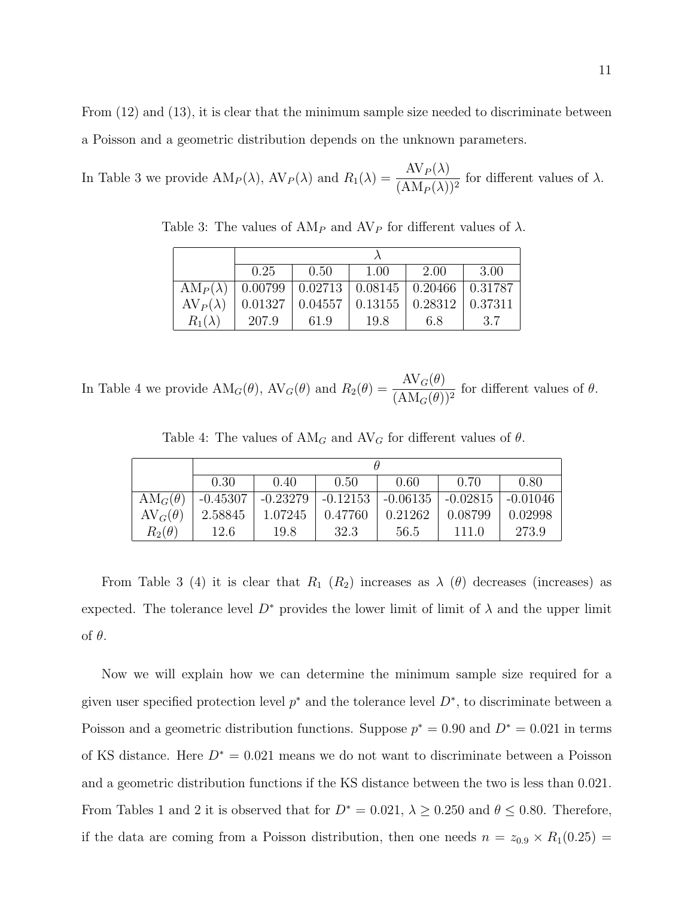From (12) and (13), it is clear that the minimum sample size needed to discriminate between a Poisson and a geometric distribution depends on the unknown parameters.

In Table 3 we provide $\text{AM}_P(\lambda)$, $\text{AV}_P(\lambda)$ and $R_1(\lambda) = \dfrac{\text{AV}_P(\lambda)}{(\text{AM}_P(\lambda))^2}$ for different values of $\lambda$.

Table 3: The values of $\text{AM}_P$ and $\text{AV}_P$ for different values of $\lambda$.

| | $\lambda$ | | | | |
|---|---|---|---|---|---|
| | 0.25 | 0.50 | 1.00 | 2.00 | 3.00 |
| $\text{AM}_P(\lambda)$ | 0.00799 | 0.02713 | 0.08145 | 0.20466 | 0.31787 |
| $\text{AV}_P(\lambda)$ | 0.01327 | 0.04557 | 0.13155 | 0.28312 | 0.37311 |
| $R_1(\lambda)$ | 207.9 | 61.9 | 19.8 | 6.8 | 3.7 |

In Table 4 we provide $\text{AM}_G(\theta)$, $\text{AV}_G(\theta)$ and $R_2(\theta) = \dfrac{\text{AV}_G(\theta)}{(\text{AM}_G(\theta))^2}$ for different values of $\theta$.

Table 4: The values of $\text{AM}_G$ and $\text{AV}_G$ for different values of $\theta$.

| | $\theta$ | | | | | |
|---|---|---|---|---|---|---|
| | 0.30 | 0.40 | 0.50 | 0.60 | 0.70 | 0.80 |
| $\text{AM}_G(\theta)$ | -0.45307 | -0.23279 | -0.12153 | -0.06135 | -0.02815 | -0.01046 |
| $\text{AV}_G(\theta)$ | 2.58845 | 1.07245 | 0.47760 | 0.21262 | 0.08799 | 0.02998 |
| $R_2(\theta)$ | 12.6 | 19.8 | 32.3 | 56.5 | 111.0 | 273.9 |

From Table 3 (4) it is clear that $R_1$ ($R_2$) increases as $\lambda$ ($\theta$) decreases (increases) as expected. The tolerance level $D^*$ provides the lower limit of limit of $\lambda$ and the upper limit of $\theta$.

Now we will explain how we can determine the minimum sample size required for a given user specified protection level $p^*$ and the tolerance level $D^*$, to discriminate between a Poisson and a geometric distribution functions. Suppose $p^* = 0.90$ and $D^* = 0.021$ in terms of KS distance. Here $D^* = 0.021$ means we do not want to discriminate between a Poisson and a geometric distribution functions if the KS distance between the two is less than 0.021. From Tables 1 and 2 it is observed that for $D^* = 0.021$, $\lambda \geq 0.250$ and $\theta \leq 0.80$. Therefore, if the data are coming from a Poisson distribution, then one needs $n = z_{0.9} \times R_1(0.25) =$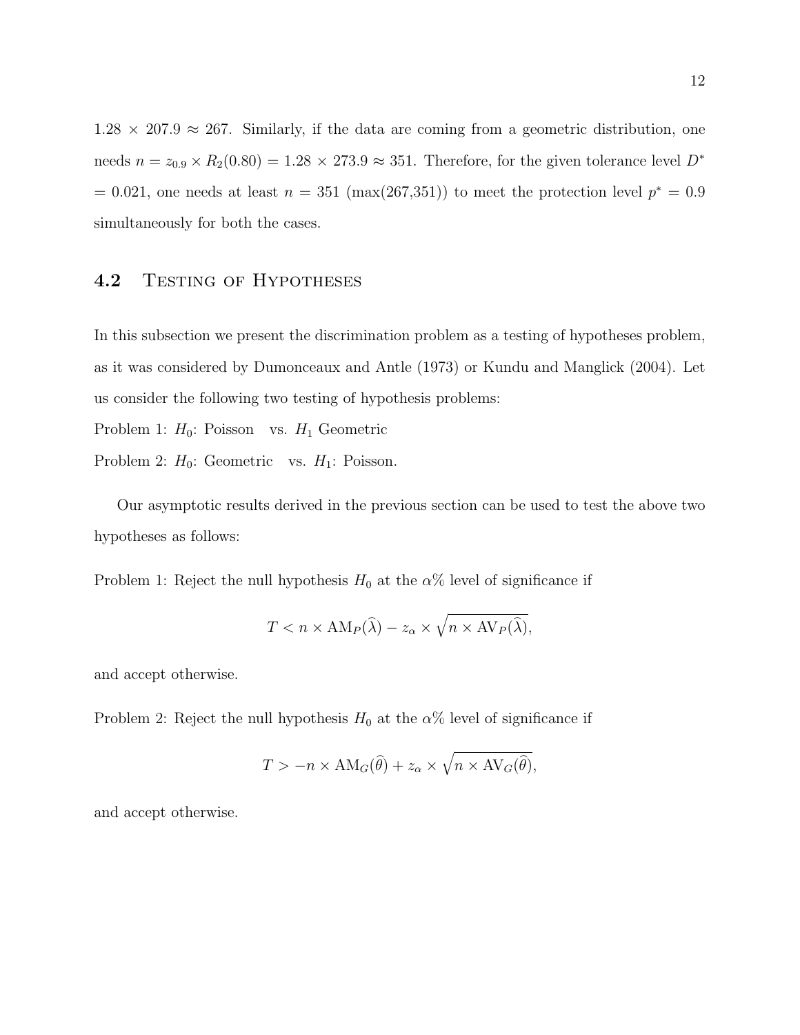$1.28 \times 207.9 \approx 267$. Similarly, if the data are coming from a geometric distribution, one needs $n = z_{0.9} \times R_2(0.80) = 1.28 \times 273.9 \approx 351$. Therefore, for the given tolerance level $D^* = 0.021$, one needs at least $n = 351$ (max(267,351)) to meet the protection level $p^* = 0.9$ simultaneously for both the cases.

## 4.2 Testing of Hypotheses

In this subsection we present the discrimination problem as a testing of hypotheses problem, as it was considered by Dumonceaux and Antle (1973) or Kundu and Manglick (2004). Let us consider the following two testing of hypothesis problems:

Problem 1: $H_0$: Poisson vs. $H_1$ Geometric

Problem 2: $H_0$: Geometric vs. $H_1$: Poisson.

Our asymptotic results derived in the previous section can be used to test the above two hypotheses as follows:

Problem 1: Reject the null hypothesis $H_0$ at the $\alpha\%$ level of significance if

$$T < n \times \text{AM}_P(\widehat{\lambda}) - z_\alpha \times \sqrt{n \times \text{AV}_P(\widehat{\lambda})},$$

and accept otherwise.

Problem 2: Reject the null hypothesis $H_0$ at the $\alpha\%$ level of significance if

$$T > -n \times \text{AM}_G(\widehat{\theta}) + z_\alpha \times \sqrt{n \times \text{AV}_G(\widehat{\theta})},$$

and accept otherwise.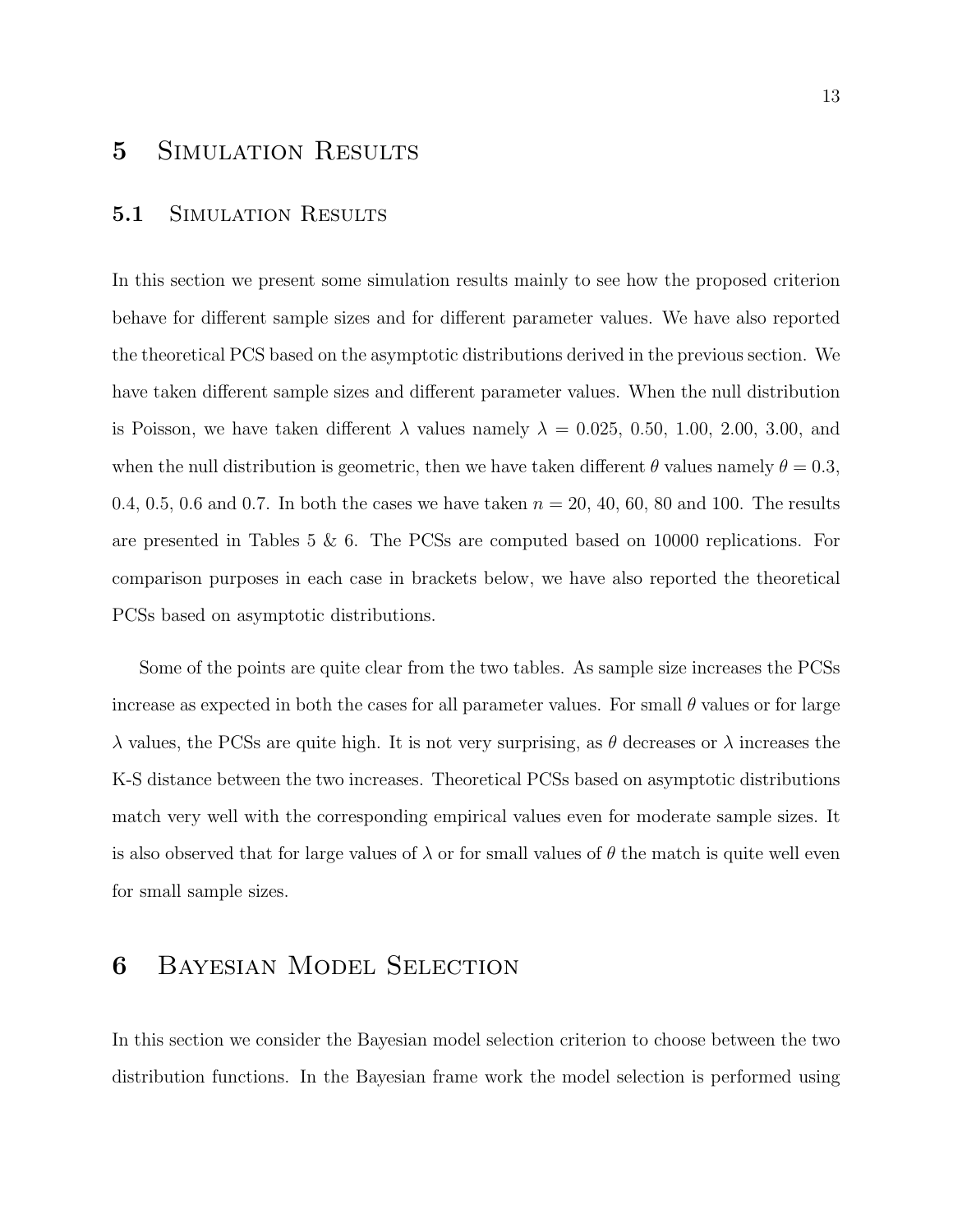# 5 Simulation Results

## 5.1 Simulation Results

In this section we present some simulation results mainly to see how the proposed criterion behave for different sample sizes and for different parameter values. We have also reported the theoretical PCS based on the asymptotic distributions derived in the previous section. We have taken different sample sizes and different parameter values. When the null distribution is Poisson, we have taken different $\lambda$ values namely $\lambda$ = 0.025, 0.50, 1.00, 2.00, 3.00, and when the null distribution is geometric, then we have taken different $\theta$ values namely $\theta = 0.3$, 0.4, 0.5, 0.6 and 0.7. In both the cases we have taken $n$ = 20, 40, 60, 80 and 100. The results are presented in Tables 5 & 6. The PCSs are computed based on 10000 replications. For comparison purposes in each case in brackets below, we have also reported the theoretical PCSs based on asymptotic distributions.

Some of the points are quite clear from the two tables. As sample size increases the PCSs increase as expected in both the cases for all parameter values. For small $\theta$ values or for large $\lambda$ values, the PCSs are quite high. It is not very surprising, as $\theta$ decreases or $\lambda$ increases the K-S distance between the two increases. Theoretical PCSs based on asymptotic distributions match very well with the corresponding empirical values even for moderate sample sizes. It is also observed that for large values of $\lambda$ or for small values of $\theta$ the match is quite well even for small sample sizes.

# 6 Bayesian Model Selection

In this section we consider the Bayesian model selection criterion to choose between the two distribution functions. In the Bayesian frame work the model selection is performed using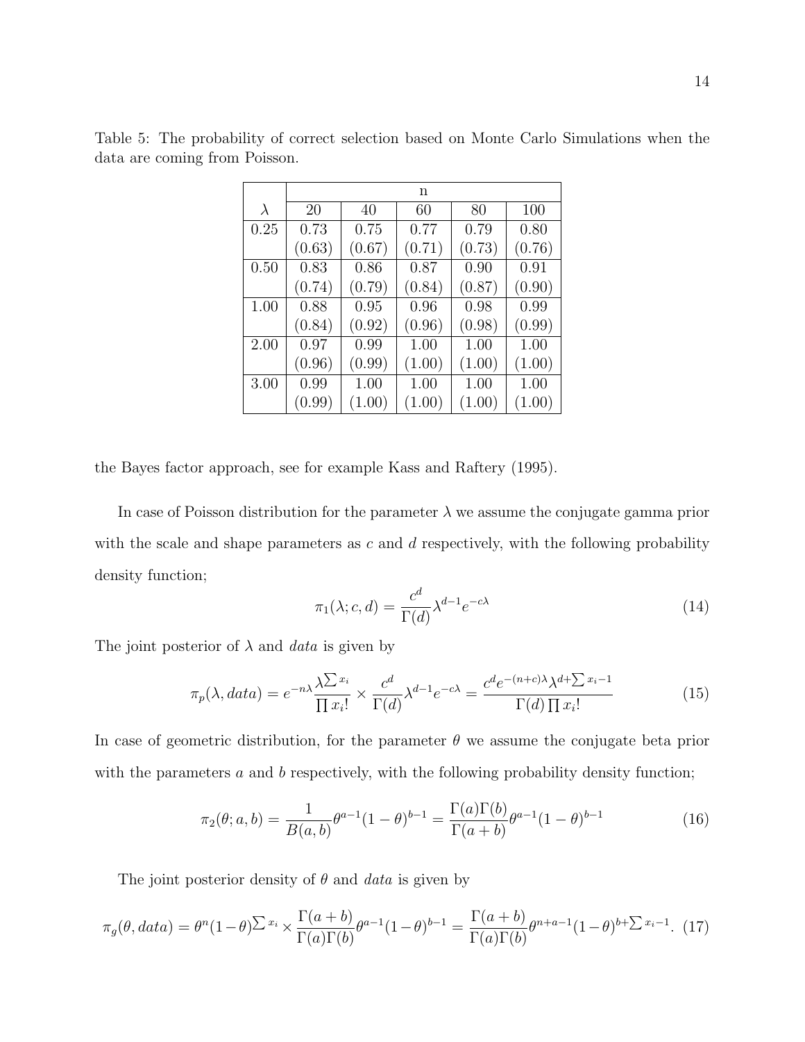Table 5: The probability of correct selection based on Monte Carlo Simulations when the data are coming from Poisson.

| | n | | | | |
|---|---|---|---|---|---|
| $\lambda$ | 20 | 40 | 60 | 80 | 100 |
| 0.25 | 0.73 | 0.75 | 0.77 | 0.79 | 0.80 |
| | (0.63) | (0.67) | (0.71) | (0.73) | (0.76) |
| 0.50 | 0.83 | 0.86 | 0.87 | 0.90 | 0.91 |
| | (0.74) | (0.79) | (0.84) | (0.87) | (0.90) |
| 1.00 | 0.88 | 0.95 | 0.96 | 0.98 | 0.99 |
| | (0.84) | (0.92) | (0.96) | (0.98) | (0.99) |
| 2.00 | 0.97 | 0.99 | 1.00 | 1.00 | 1.00 |
| | (0.96) | (0.99) | (1.00) | (1.00) | (1.00) |
| 3.00 | 0.99 | 1.00 | 1.00 | 1.00 | 1.00 |
| | (0.99) | (1.00) | (1.00) | (1.00) | (1.00) |

the Bayes factor approach, see for example Kass and Raftery (1995).

In case of Poisson distribution for the parameter $\lambda$ we assume the conjugate gamma prior with the scale and shape parameters as $c$ and $d$ respectively, with the following probability density function;

$$\pi_1(\lambda; c, d) = \frac{c^d}{\Gamma(d)} \lambda^{d-1} e^{-c\lambda} \tag{14}$$

The joint posterior of $\lambda$ and *data* is given by

$$\pi_p(\lambda, data) = e^{-n\lambda} \frac{\lambda^{\sum x_i}}{\prod x_i!} \times \frac{c^d}{\Gamma(d)} \lambda^{d-1} e^{-c\lambda} = \frac{c^d e^{-(n+c)\lambda} \lambda^{d+\sum x_i - 1}}{\Gamma(d) \prod x_i!} \tag{15}$$

In case of geometric distribution, for the parameter $\theta$ we assume the conjugate beta prior with the parameters $a$ and $b$ respectively, with the following probability density function;

$$\pi_2(\theta; a, b) = \frac{1}{B(a,b)} \theta^{a-1} (1-\theta)^{b-1} = \frac{\Gamma(a)\Gamma(b)}{\Gamma(a+b)} \theta^{a-1} (1-\theta)^{b-1} \tag{16}$$

The joint posterior density of $\theta$ and *data* is given by

$$\pi_g(\theta, data) = \theta^n (1-\theta)^{\sum x_i} \times \frac{\Gamma(a+b)}{\Gamma(a)\Gamma(b)} \theta^{a-1} (1-\theta)^{b-1} = \frac{\Gamma(a+b)}{\Gamma(a)\Gamma(b)} \theta^{n+a-1} (1-\theta)^{b+\sum x_i - 1}. \tag{17}$$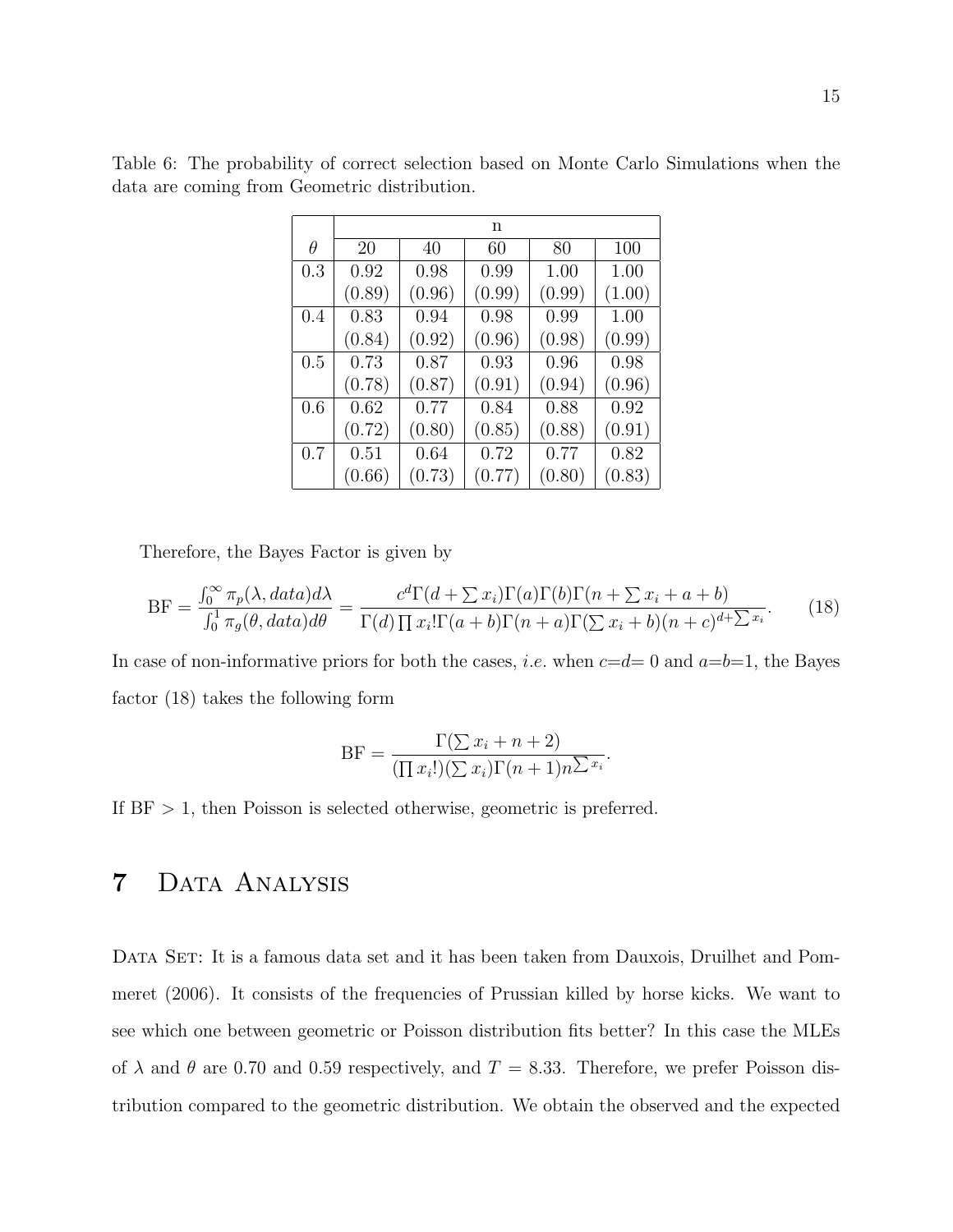Table 6: The probability of correct selection based on Monte Carlo Simulations when the data are coming from Geometric distribution.

| | n | | | | |
|---|---|---|---|---|---|
| $\theta$ | 20 | 40 | 60 | 80 | 100 |
| 0.3 | 0.92 | 0.98 | 0.99 | 1.00 | 1.00 |
| | (0.89) | (0.96) | (0.99) | (0.99) | (1.00) |
| 0.4 | 0.83 | 0.94 | 0.98 | 0.99 | 1.00 |
| | (0.84) | (0.92) | (0.96) | (0.98) | (0.99) |
| 0.5 | 0.73 | 0.87 | 0.93 | 0.96 | 0.98 |
| | (0.78) | (0.87) | (0.91) | (0.94) | (0.96) |
| 0.6 | 0.62 | 0.77 | 0.84 | 0.88 | 0.92 |
| | (0.72) | (0.80) | (0.85) | (0.88) | (0.91) |
| 0.7 | 0.51 | 0.64 | 0.72 | 0.77 | 0.82 |
| | (0.66) | (0.73) | (0.77) | (0.80) | (0.83) |

Therefore, the Bayes Factor is given by

$$\text{BF} = \frac{\int_0^\infty \pi_p(\lambda, data)d\lambda}{\int_0^1 \pi_g(\theta, data)d\theta} = \frac{c^d \Gamma(d + \sum x_i)\Gamma(a)\Gamma(b)\Gamma(n + \sum x_i + a + b)}{\Gamma(d)\prod x_i! \Gamma(a+b)\Gamma(n+a)\Gamma(\sum x_i + b)(n+c)^{d+\sum x_i}}. \tag{18}$$

In case of non-informative priors for both the cases, *i.e.* when $c$=$d$= 0 and $a$=$b$=1, the Bayes factor (18) takes the following form

$$\text{BF} = \frac{\Gamma(\sum x_i + n + 2)}{(\prod x_i!)(\sum x_i)\Gamma(n+1)n^{\sum x_i}}.$$

If BF $> 1$, then Poisson is selected otherwise, geometric is preferred.

# 7 Data Analysis

Data Set: It is a famous data set and it has been taken from Dauxois, Druilhet and Pommeret (2006). It consists of the frequencies of Prussian killed by horse kicks. We want to see which one between geometric or Poisson distribution fits better? In this case the MLEs of $\lambda$ and $\theta$ are 0.70 and 0.59 respectively, and $T = 8.33$. Therefore, we prefer Poisson distribution compared to the geometric distribution. We obtain the observed and the expected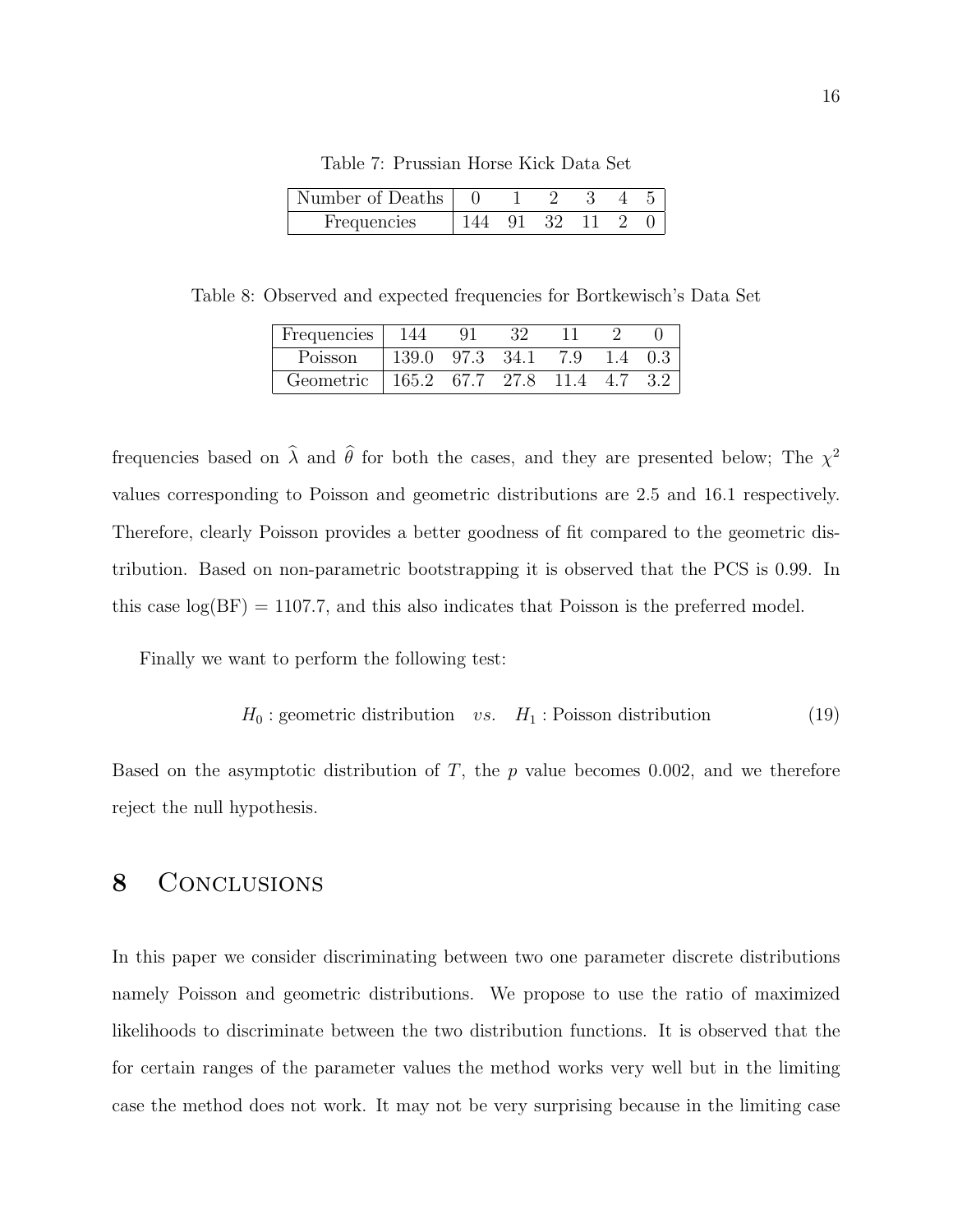Table 7: Prussian Horse Kick Data Set

| Number of Deaths | 0 | 1 | 2 | 3 | 4 | 5 |
|---|---|---|---|---|---|---|
| Frequencies | 144 | 91 | 32 | 11 | 2 | 0 |

Table 8: Observed and expected frequencies for Bortkewisch's Data Set

| Frequencies | 144 | 91 | 32 | 11 | 2 | 0 |
|---|---|---|---|---|---|---|
| Poisson | 139.0 | 97.3 | 34.1 | 7.9 | 1.4 | 0.3 |
| Geometric | 165.2 | 67.7 | 27.8 | 11.4 | 4.7 | 3.2 |

frequencies based on $\widehat{\lambda}$ and $\widehat{\theta}$ for both the cases, and they are presented below; The $\chi^2$ values corresponding to Poisson and geometric distributions are 2.5 and 16.1 respectively. Therefore, clearly Poisson provides a better goodness of fit compared to the geometric distribution. Based on non-parametric bootstrapping it is observed that the PCS is 0.99. In this case log(BF) = 1107.7, and this also indicates that Poisson is the preferred model.

Finally we want to perform the following test:

$$H_0 : \text{geometric distribution} \quad vs. \quad H_1 : \text{Poisson distribution} \tag{19}$$

Based on the asymptotic distribution of $T$, the $p$ value becomes 0.002, and we therefore reject the null hypothesis.

# 8 Conclusions

In this paper we consider discriminating between two one parameter discrete distributions namely Poisson and geometric distributions. We propose to use the ratio of maximized likelihoods to discriminate between the two distribution functions. It is observed that the for certain ranges of the parameter values the method works very well but in the limiting case the method does not work. It may not be very surprising because in the limiting case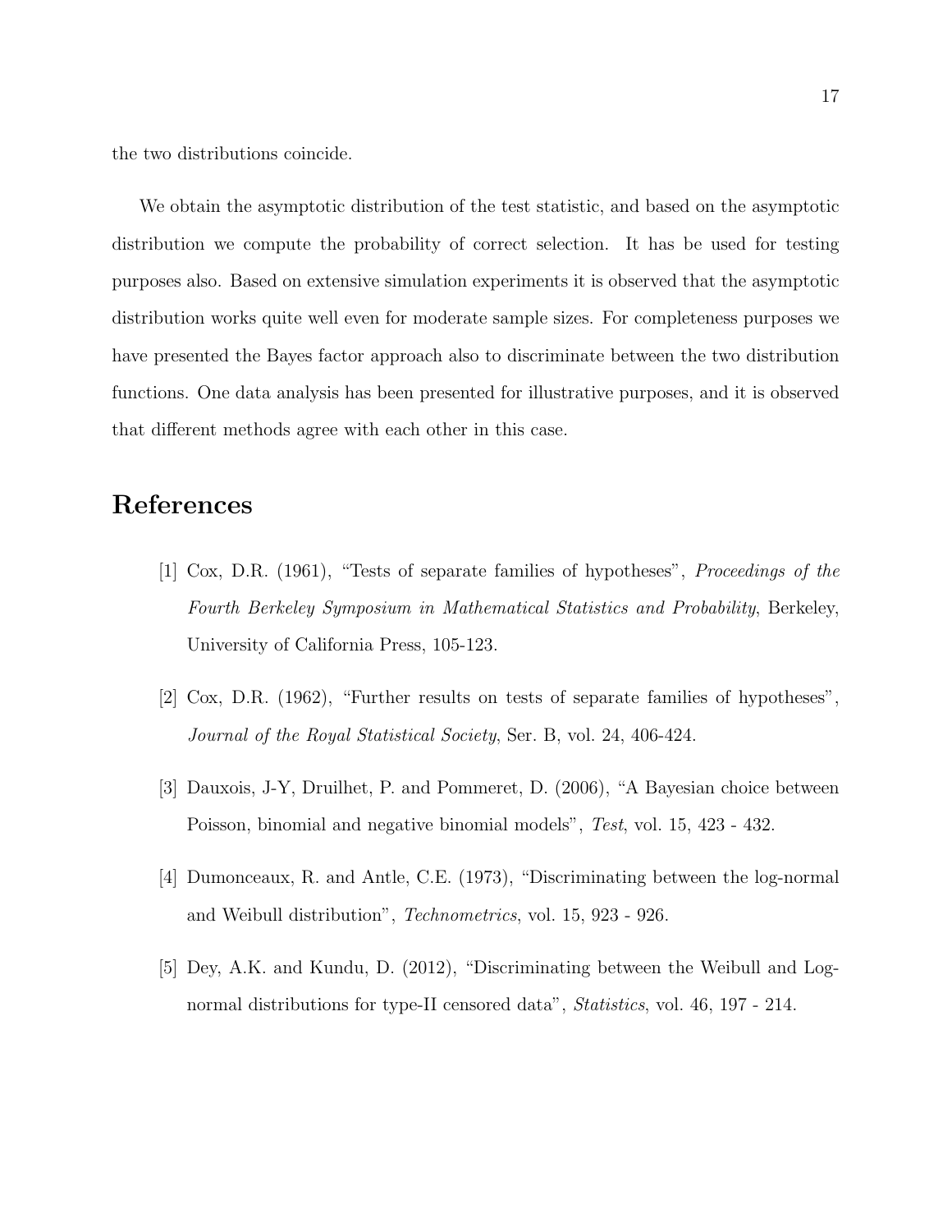the two distributions coincide.

We obtain the asymptotic distribution of the test statistic, and based on the asymptotic distribution we compute the probability of correct selection. It has be used for testing purposes also. Based on extensive simulation experiments it is observed that the asymptotic distribution works quite well even for moderate sample sizes. For completeness purposes we have presented the Bayes factor approach also to discriminate between the two distribution functions. One data analysis has been presented for illustrative purposes, and it is observed that different methods agree with each other in this case.

# References

[1] Cox, D.R. (1961), "Tests of separate families of hypotheses", *Proceedings of the Fourth Berkeley Symposium in Mathematical Statistics and Probability*, Berkeley, University of California Press, 105-123.

[2] Cox, D.R. (1962), "Further results on tests of separate families of hypotheses", *Journal of the Royal Statistical Society*, Ser. B, vol. 24, 406-424.

[3] Dauxois, J-Y, Druilhet, P. and Pommeret, D. (2006), "A Bayesian choice between Poisson, binomial and negative binomial models", *Test*, vol. 15, 423 - 432.

[4] Dumonceaux, R. and Antle, C.E. (1973), "Discriminating between the log-normal and Weibull distribution", *Technometrics*, vol. 15, 923 - 926.

[5] Dey, A.K. and Kundu, D. (2012), "Discriminating between the Weibull and Log-normal distributions for type-II censored data", *Statistics*, vol. 46, 197 - 214.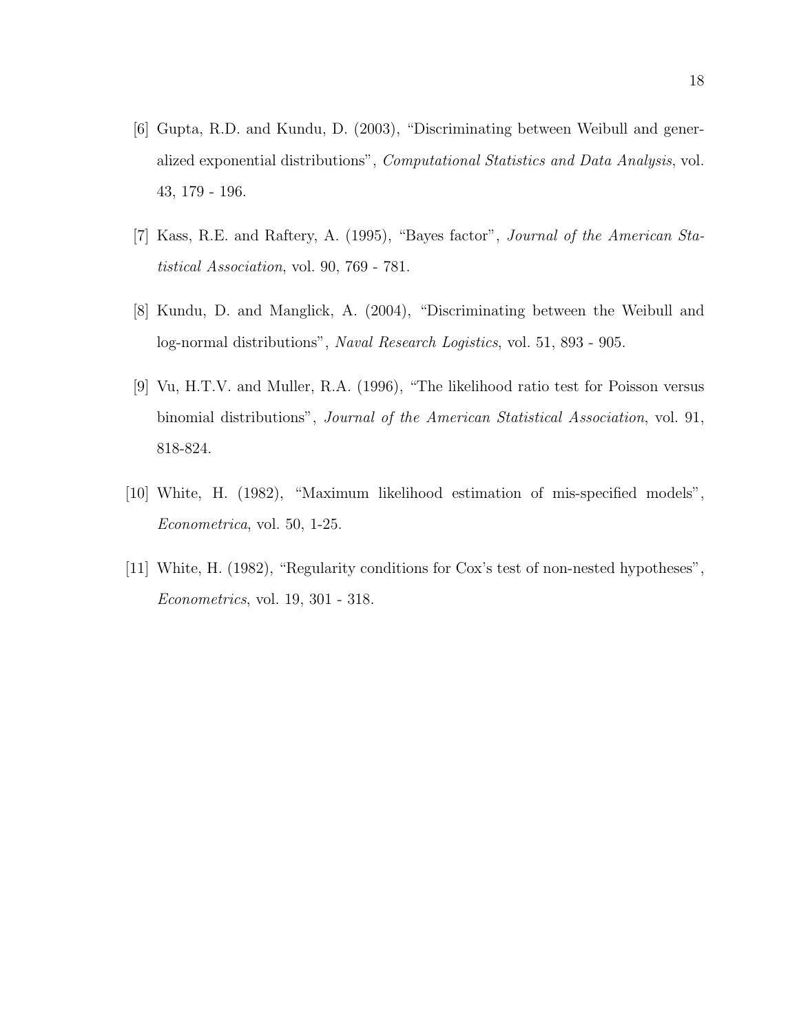[6] Gupta, R.D. and Kundu, D. (2003), "Discriminating between Weibull and generalized exponential distributions", *Computational Statistics and Data Analysis*, vol. 43, 179 - 196.

[7] Kass, R.E. and Raftery, A. (1995), "Bayes factor", *Journal of the American Statistical Association*, vol. 90, 769 - 781.

[8] Kundu, D. and Manglick, A. (2004), "Discriminating between the Weibull and log-normal distributions", *Naval Research Logistics*, vol. 51, 893 - 905.

[9] Vu, H.T.V. and Muller, R.A. (1996), "The likelihood ratio test for Poisson versus binomial distributions", *Journal of the American Statistical Association*, vol. 91, 818-824.

[10] White, H. (1982), "Maximum likelihood estimation of mis-specified models", *Econometrica*, vol. 50, 1-25.

[11] White, H. (1982), "Regularity conditions for Cox's test of non-nested hypotheses", *Econometrics*, vol. 19, 301 - 318.